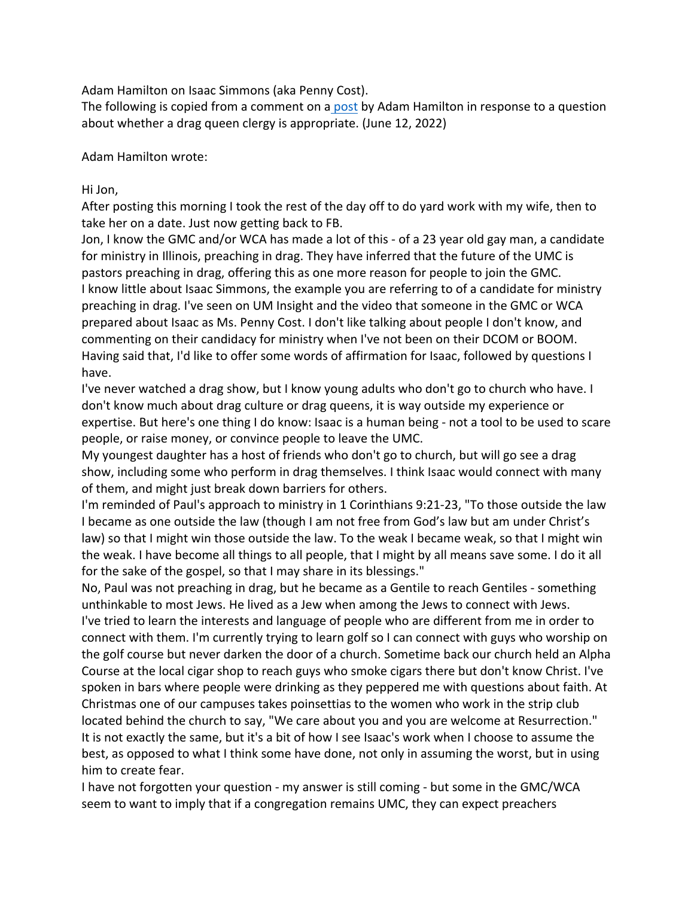Adam Hamilton on Isaac Simmons (aka Penny Cost).

The following is copied from a comment on a [post](#) by Adam Hamilton in response to a question about whether a drag queen clergy is appropriate. (June 12, 2022)

Adam Hamilton wrote:

Hi Jon,

After posting this morning I took the rest of the day off to do yard work with my wife, then to take her on a date. Just now getting back to FB.

Jon, I know the GMC and/or WCA has made a lot of this - of a 23 year old gay man, a candidate for ministry in Illinois, preaching in drag. They have inferred that the future of the UMC is pastors preaching in drag, offering this as one more reason for people to join the GMC.

I know little about Isaac Simmons, the example you are referring to of a candidate for ministry preaching in drag. I've seen on UM Insight and the video that someone in the GMC or WCA prepared about Isaac as Ms. Penny Cost. I don't like talking about people I don't know, and commenting on their candidacy for ministry when I've not been on their DCOM or BOOM. Having said that, I'd like to offer some words of affirmation for Isaac, followed by questions I have.

I've never watched a drag show, but I know young adults who don't go to church who have. I don't know much about drag culture or drag queens, it is way outside my experience or expertise. But here's one thing I do know: Isaac is a human being - not a tool to be used to scare people, or raise money, or convince people to leave the UMC.

My youngest daughter has a host of friends who don't go to church, but will go see a drag show, including some who perform in drag themselves. I think Isaac would connect with many of them, and might just break down barriers for others.

I'm reminded of Paul's approach to ministry in 1 Corinthians 9:21-23, "To those outside the law I became as one outside the law (though I am not free from God's law but am under Christ's law) so that I might win those outside the law. To the weak I became weak, so that I might win the weak. I have become all things to all people, that I might by all means save some. I do it all for the sake of the gospel, so that I may share in its blessings."

No, Paul was not preaching in drag, but he became as a Gentile to reach Gentiles - something unthinkable to most Jews. He lived as a Jew when among the Jews to connect with Jews.

I've tried to learn the interests and language of people who are different from me in order to connect with them. I'm currently trying to learn golf so I can connect with guys who worship on the golf course but never darken the door of a church. Sometime back our church held an Alpha Course at the local cigar shop to reach guys who smoke cigars there but don't know Christ. I've spoken in bars where people were drinking as they peppered me with questions about faith. At Christmas one of our campuses takes poinsettias to the women who work in the strip club located behind the church to say, "We care about you and you are welcome at Resurrection." It is not exactly the same, but it's a bit of how I see Isaac's work when I choose to assume the best, as opposed to what I think some have done, not only in assuming the worst, but in using him to create fear.

I have not forgotten your question - my answer is still coming - but some in the GMC/WCA seem to want to imply that if a congregation remains UMC, they can expect preachers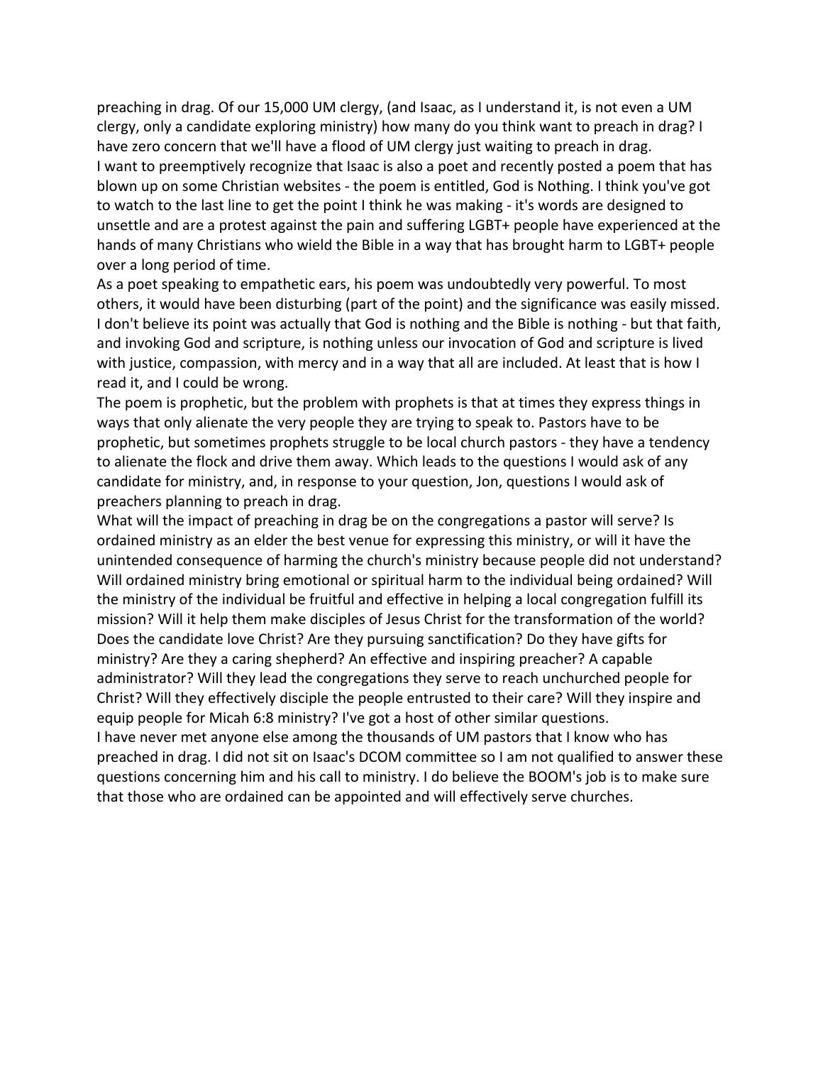preaching in drag. Of our 15,000 UM clergy, (and Isaac, as I understand it, is not even a UM clergy, only a candidate exploring ministry) how many do you think want to preach in drag? I have zero concern that we'll have a flood of UM clergy just waiting to preach in drag.

I want to preemptively recognize that Isaac is also a poet and recently posted a poem that has blown up on some Christian websites - the poem is entitled, God is Nothing. I think you've got to watch to the last line to get the point I think he was making - it's words are designed to unsettle and are a protest against the pain and suffering LGBT+ people have experienced at the hands of many Christians who wield the Bible in a way that has brought harm to LGBT+ people over a long period of time.

As a poet speaking to empathetic ears, his poem was undoubtedly very powerful. To most others, it would have been disturbing (part of the point) and the significance was easily missed. I don't believe its point was actually that God is nothing and the Bible is nothing - but that faith, and invoking God and scripture, is nothing unless our invocation of God and scripture is lived with justice, compassion, with mercy and in a way that all are included. At least that is how I read it, and I could be wrong.

The poem is prophetic, but the problem with prophets is that at times they express things in ways that only alienate the very people they are trying to speak to. Pastors have to be prophetic, but sometimes prophets struggle to be local church pastors - they have a tendency to alienate the flock and drive them away. Which leads to the questions I would ask of any candidate for ministry, and, in response to your question, Jon, questions I would ask of preachers planning to preach in drag.

What will the impact of preaching in drag be on the congregations a pastor will serve? Is ordained ministry as an elder the best venue for expressing this ministry, or will it have the unintended consequence of harming the church's ministry because people did not understand? Will ordained ministry bring emotional or spiritual harm to the individual being ordained? Will the ministry of the individual be fruitful and effective in helping a local congregation fulfill its mission? Will it help them make disciples of Jesus Christ for the transformation of the world? Does the candidate love Christ? Are they pursuing sanctification? Do they have gifts for ministry? Are they a caring shepherd? An effective and inspiring preacher? A capable administrator? Will they lead the congregations they serve to reach unchurched people for Christ? Will they effectively disciple the people entrusted to their care? Will they inspire and equip people for Micah 6:8 ministry? I've got a host of other similar questions.

I have never met anyone else among the thousands of UM pastors that I know who has preached in drag. I did not sit on Isaac's DCOM committee so I am not qualified to answer these questions concerning him and his call to ministry. I do believe the BOOM's job is to make sure that those who are ordained can be appointed and will effectively serve churches.